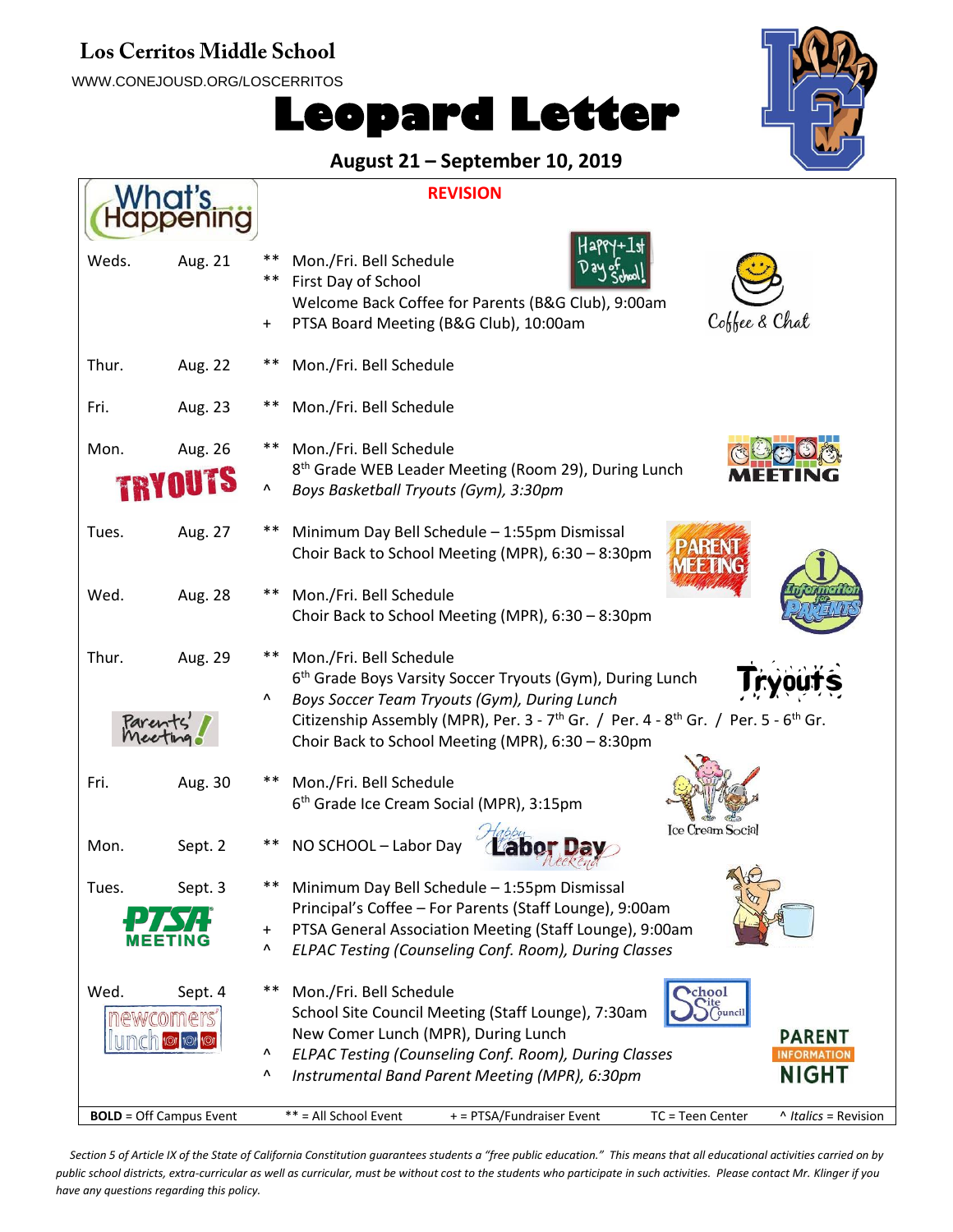# Los Cerritos Middle School

WWW.CONEJOUSD.ORG/LOSCERRITOS

# Leopard Letter

**August 21 – September 10, 2019**

## What's Happening

**REVISION**

| Day | Date | | Event |
|---|---|---|---|
| Weds. | Aug. 21 | ** | Mon./Fri. Bell Schedule |
| | | ** | First Day of School |
| | | | Welcome Back Coffee for Parents (B&G Club), 9:00am |
| | | + | PTSA Board Meeting (B&G Club), 10:00am |
| Thur. | Aug. 22 | ** | Mon./Fri. Bell Schedule |
| Fri. | Aug. 23 | ** | Mon./Fri. Bell Schedule |
| Mon. | Aug. 26 | ** | Mon./Fri. Bell Schedule |
| | | | 8th Grade WEB Leader Meeting (Room 29), During Lunch |
| | | ^ | *Boys Basketball Tryouts (Gym), 3:30pm* |
| Tues. | Aug. 27 | ** | Minimum Day Bell Schedule – 1:55pm Dismissal |
| | | | Choir Back to School Meeting (MPR), 6:30 – 8:30pm |
| Wed. | Aug. 28 | ** | Mon./Fri. Bell Schedule |
| | | | Choir Back to School Meeting (MPR), 6:30 – 8:30pm |
| Thur. | Aug. 29 | ** | Mon./Fri. Bell Schedule |
| | | | 6th Grade Boys Varsity Soccer Tryouts (Gym), During Lunch |
| | | ^ | *Boys Soccer Team Tryouts (Gym), During Lunch* |
| | | | Citizenship Assembly (MPR), Per. 3 - 7th Gr. / Per. 4 - 8th Gr. / Per. 5 - 6th Gr. |
| | | | Choir Back to School Meeting (MPR), 6:30 – 8:30pm |
| Fri. | Aug. 30 | ** | Mon./Fri. Bell Schedule |
| | | | 6th Grade Ice Cream Social (MPR), 3:15pm |
| Mon. | Sept. 2 | ** | NO SCHOOL – Labor Day |
| Tues. | Sept. 3 | ** | Minimum Day Bell Schedule – 1:55pm Dismissal |
| | | | Principal's Coffee – For Parents (Staff Lounge), 9:00am |
| | | + | PTSA General Association Meeting (Staff Lounge), 9:00am |
| | | ^ | *ELPAC Testing (Counseling Conf. Room), During Classes* |
| Wed. | Sept. 4 | ** | Mon./Fri. Bell Schedule |
| | | | School Site Council Meeting (Staff Lounge), 7:30am |
| | | | New Comer Lunch (MPR), During Lunch |
| | | ^ | *ELPAC Testing (Counseling Conf. Room), During Classes* |
| | | ^ | *Instrumental Band Parent Meeting (MPR), 6:30pm* |

**BOLD** = Off Campus Event ** = All School Event + = PTSA/Fundraiser Event TC = Teen Center ^ *Italics* = Revision

*Section 5 of Article IX of the State of California Constitution guarantees students a "free public education." This means that all educational activities carried on by public school districts, extra-curricular as well as curricular, must be without cost to the students who participate in such activities. Please contact Mr. Klinger if you have any questions regarding this policy.*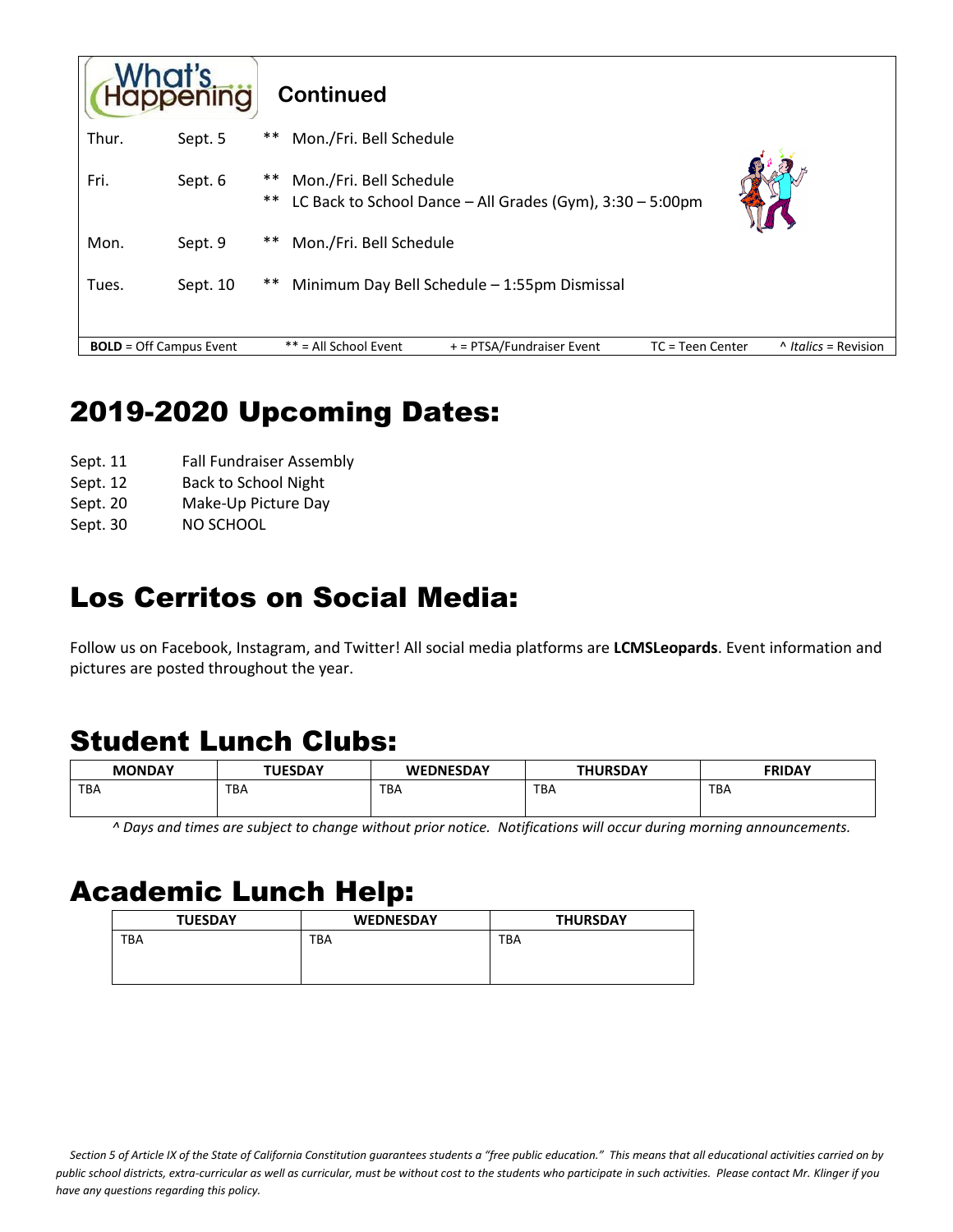## What's Happening Continued

| | | |
|---|---|---|
| Thur. | Sept. 5 | ** Mon./Fri. Bell Schedule |
| Fri. | Sept. 6 | ** Mon./Fri. Bell Schedule<br>** LC Back to School Dance – All Grades (Gym), 3:30 – 5:00pm |
| Mon. | Sept. 9 | ** Mon./Fri. Bell Schedule |
| Tues. | Sept. 10 | ** Minimum Day Bell Schedule – 1:55pm Dismissal |

**BOLD** = Off Campus Event    ** = All School Event    + = PTSA/Fundraiser Event    TC = Teen Center    ^ *Italics* = Revision

# 2019-2020 Upcoming Dates:

- Sept. 11 Fall Fundraiser Assembly
- Sept. 12 Back to School Night
- Sept. 20 Make-Up Picture Day
- Sept. 30 NO SCHOOL

# Los Cerritos on Social Media:

Follow us on Facebook, Instagram, and Twitter! All social media platforms are **LCMSLeopards**. Event information and pictures are posted throughout the year.

# Student Lunch Clubs:

| MONDAY | TUESDAY | WEDNESDAY | THURSDAY | FRIDAY |
|---|---|---|---|---|
| TBA | TBA | TBA | TBA | TBA |

*^ Days and times are subject to change without prior notice. Notifications will occur during morning announcements.*

# Academic Lunch Help:

| TUESDAY | WEDNESDAY | THURSDAY |
|---|---|---|
| TBA | TBA | TBA |

*Section 5 of Article IX of the State of California Constitution guarantees students a "free public education." This means that all educational activities carried on by public school districts, extra-curricular as well as curricular, must be without cost to the students who participate in such activities. Please contact Mr. Klinger if you have any questions regarding this policy.*